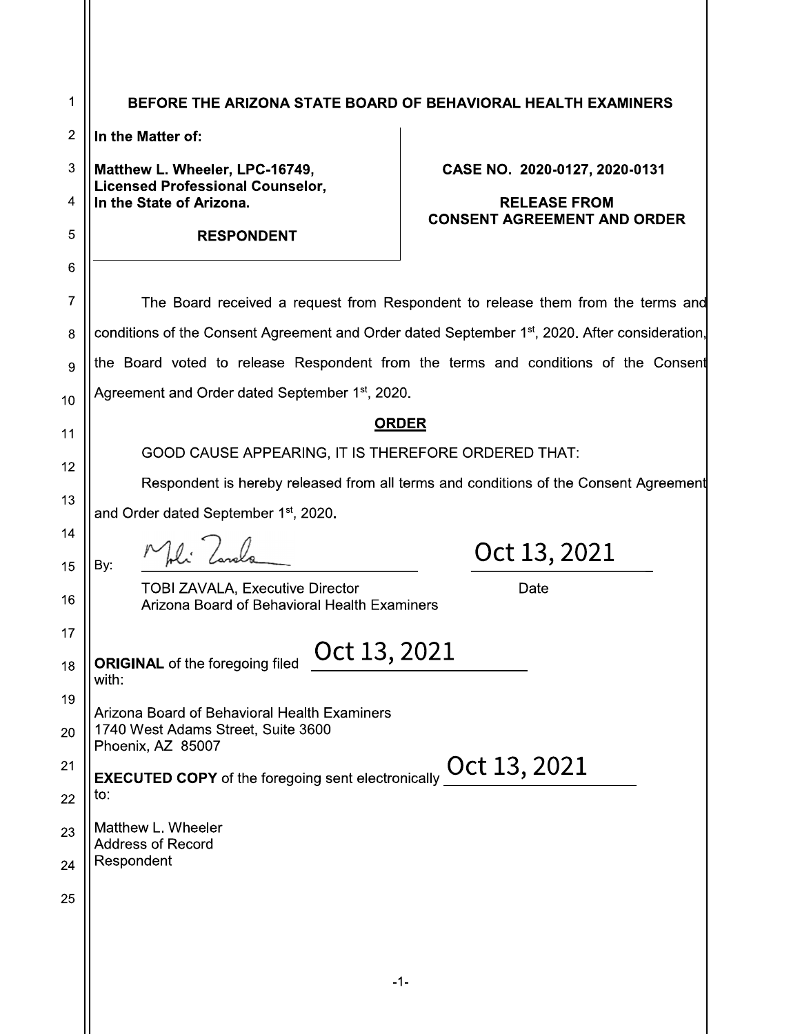# BEFORE THE ARIZONA STATE BOARD OF BEHAVIORAL HEALTH EXAMINERS

**In the Matter of:**

**Matthew L. Wheeler, LPC-16749,**
**Licensed Professional Counselor,**
**In the State of Arizona.**

**RESPONDENT**

**CASE NO. 2020-0127, 2020-0131**

**RELEASE FROM CONSENT AGREEMENT AND ORDER**

The Board received a request from Respondent to release them from the terms and conditions of the Consent Agreement and Order dated September 1st, 2020. After consideration, the Board voted to release Respondent from the terms and conditions of the Consent Agreement and Order dated September 1st, 2020.

## ORDER

GOOD CAUSE APPEARING, IT IS THEREFORE ORDERED THAT:

Respondent is hereby released from all terms and conditions of the Consent Agreement and Order dated September 1st, 2020.

By: _______________________________ Oct 13, 2021

TOBI ZAVALA, Executive Director
Arizona Board of Behavioral Health Examiners

Date

**ORIGINAL** of the foregoing filed Oct 13, 2021 with:

Arizona Board of Behavioral Health Examiners
1740 West Adams Street, Suite 3600
Phoenix, AZ 85007

**EXECUTED COPY** of the foregoing sent electronically Oct 13, 2021 to:

Matthew L. Wheeler
Address of Record
Respondent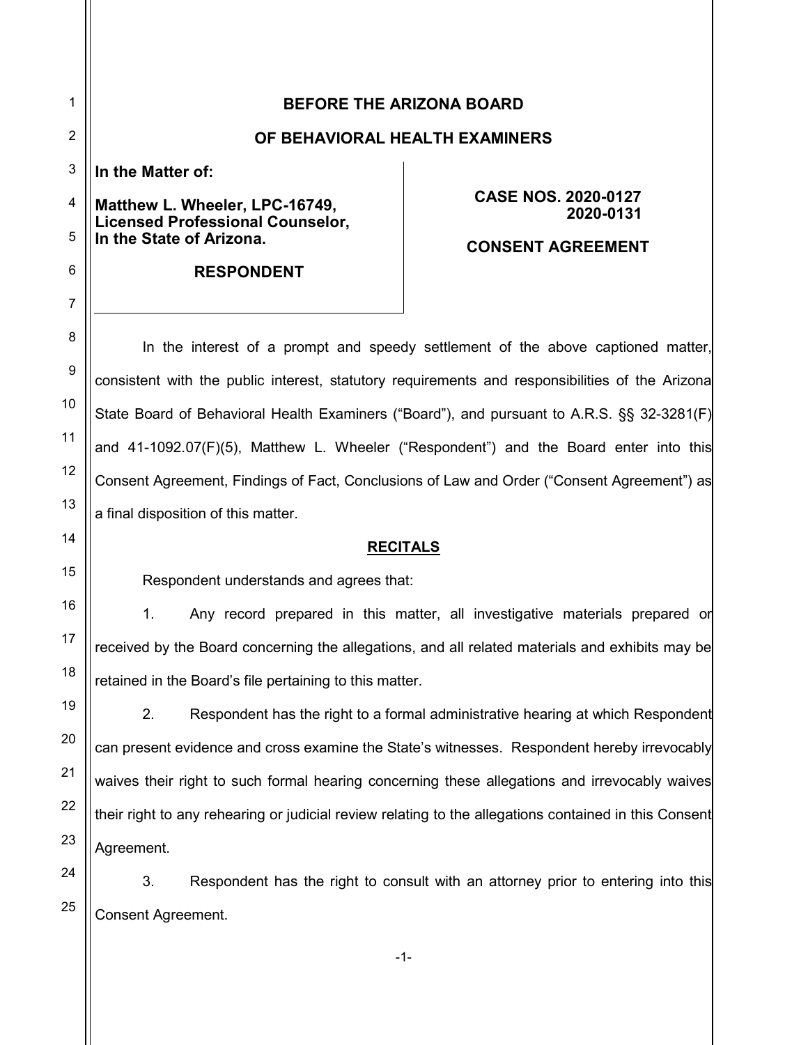**BEFORE THE ARIZONA BOARD**

**OF BEHAVIORAL HEALTH EXAMINERS**

| | |
|---|---|
| **In the Matter of:**<br><br>**Matthew L. Wheeler, LPC-16749, Licensed Professional Counselor, In the State of Arizona.**<br><br>**RESPONDENT** | **CASE NOS. 2020-0127**<br>**2020-0131**<br><br>**CONSENT AGREEMENT** |

In the interest of a prompt and speedy settlement of the above captioned matter, consistent with the public interest, statutory requirements and responsibilities of the Arizona State Board of Behavioral Health Examiners ("Board"), and pursuant to A.R.S. §§ 32-3281(F) and 41-1092.07(F)(5), Matthew L. Wheeler ("Respondent") and the Board enter into this Consent Agreement, Findings of Fact, Conclusions of Law and Order ("Consent Agreement") as a final disposition of this matter.

## RECITALS

Respondent understands and agrees that:

1. Any record prepared in this matter, all investigative materials prepared or received by the Board concerning the allegations, and all related materials and exhibits may be retained in the Board's file pertaining to this matter.

2. Respondent has the right to a formal administrative hearing at which Respondent can present evidence and cross examine the State's witnesses. Respondent hereby irrevocably waives their right to such formal hearing concerning these allegations and irrevocably waives their right to any rehearing or judicial review relating to the allegations contained in this Consent Agreement.

3. Respondent has the right to consult with an attorney prior to entering into this Consent Agreement.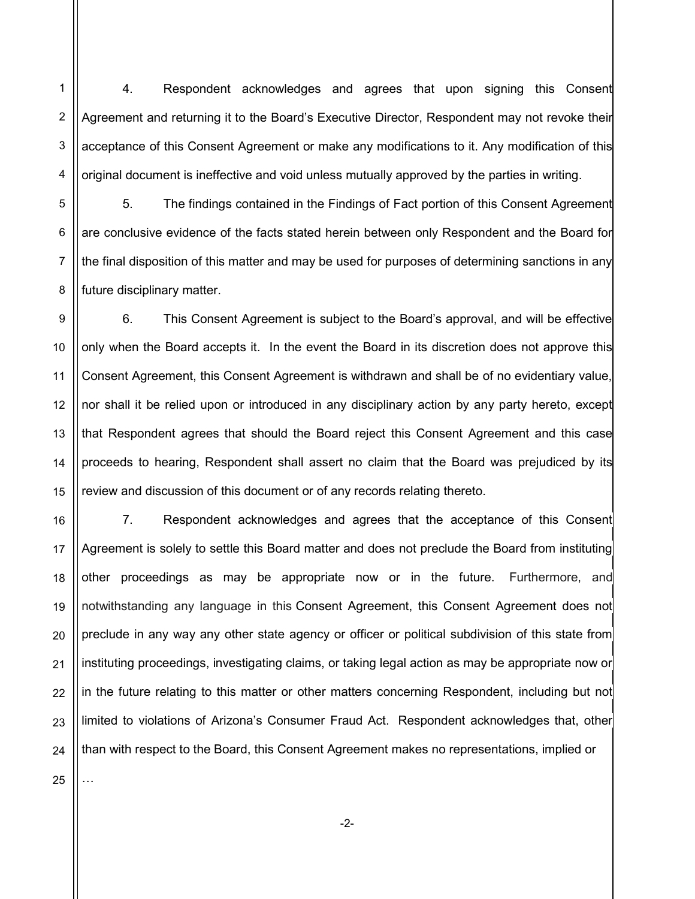4. Respondent acknowledges and agrees that upon signing this Consent Agreement and returning it to the Board's Executive Director, Respondent may not revoke their acceptance of this Consent Agreement or make any modifications to it. Any modification of this original document is ineffective and void unless mutually approved by the parties in writing.

5. The findings contained in the Findings of Fact portion of this Consent Agreement are conclusive evidence of the facts stated herein between only Respondent and the Board for the final disposition of this matter and may be used for purposes of determining sanctions in any future disciplinary matter.

6. This Consent Agreement is subject to the Board's approval, and will be effective only when the Board accepts it. In the event the Board in its discretion does not approve this Consent Agreement, this Consent Agreement is withdrawn and shall be of no evidentiary value, nor shall it be relied upon or introduced in any disciplinary action by any party hereto, except that Respondent agrees that should the Board reject this Consent Agreement and this case proceeds to hearing, Respondent shall assert no claim that the Board was prejudiced by its review and discussion of this document or of any records relating thereto.

7. Respondent acknowledges and agrees that the acceptance of this Consent Agreement is solely to settle this Board matter and does not preclude the Board from instituting other proceedings as may be appropriate now or in the future. Furthermore, and notwithstanding any language in this Consent Agreement, this Consent Agreement does not preclude in any way any other state agency or officer or political subdivision of this state from instituting proceedings, investigating claims, or taking legal action as may be appropriate now or in the future relating to this matter or other matters concerning Respondent, including but not limited to violations of Arizona's Consumer Fraud Act. Respondent acknowledges that, other than with respect to the Board, this Consent Agreement makes no representations, implied or

…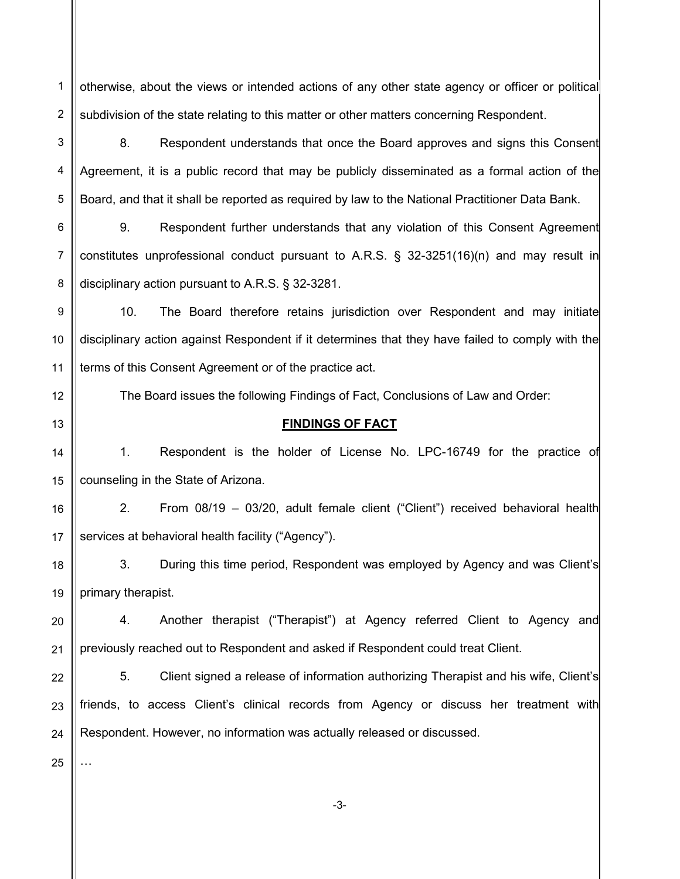otherwise, about the views or intended actions of any other state agency or officer or political subdivision of the state relating to this matter or other matters concerning Respondent.

8. Respondent understands that once the Board approves and signs this Consent Agreement, it is a public record that may be publicly disseminated as a formal action of the Board, and that it shall be reported as required by law to the National Practitioner Data Bank.

9. Respondent further understands that any violation of this Consent Agreement constitutes unprofessional conduct pursuant to A.R.S. § 32-3251(16)(n) and may result in disciplinary action pursuant to A.R.S. § 32-3281.

10. The Board therefore retains jurisdiction over Respondent and may initiate disciplinary action against Respondent if it determines that they have failed to comply with the terms of this Consent Agreement or of the practice act.

The Board issues the following Findings of Fact, Conclusions of Law and Order:

## FINDINGS OF FACT

1. Respondent is the holder of License No. LPC-16749 for the practice of counseling in the State of Arizona.

2. From 08/19 – 03/20, adult female client ("Client") received behavioral health services at behavioral health facility ("Agency").

3. During this time period, Respondent was employed by Agency and was Client's primary therapist.

4. Another therapist ("Therapist") at Agency referred Client to Agency and previously reached out to Respondent and asked if Respondent could treat Client.

5. Client signed a release of information authorizing Therapist and his wife, Client's friends, to access Client's clinical records from Agency or discuss her treatment with Respondent. However, no information was actually released or discussed.

…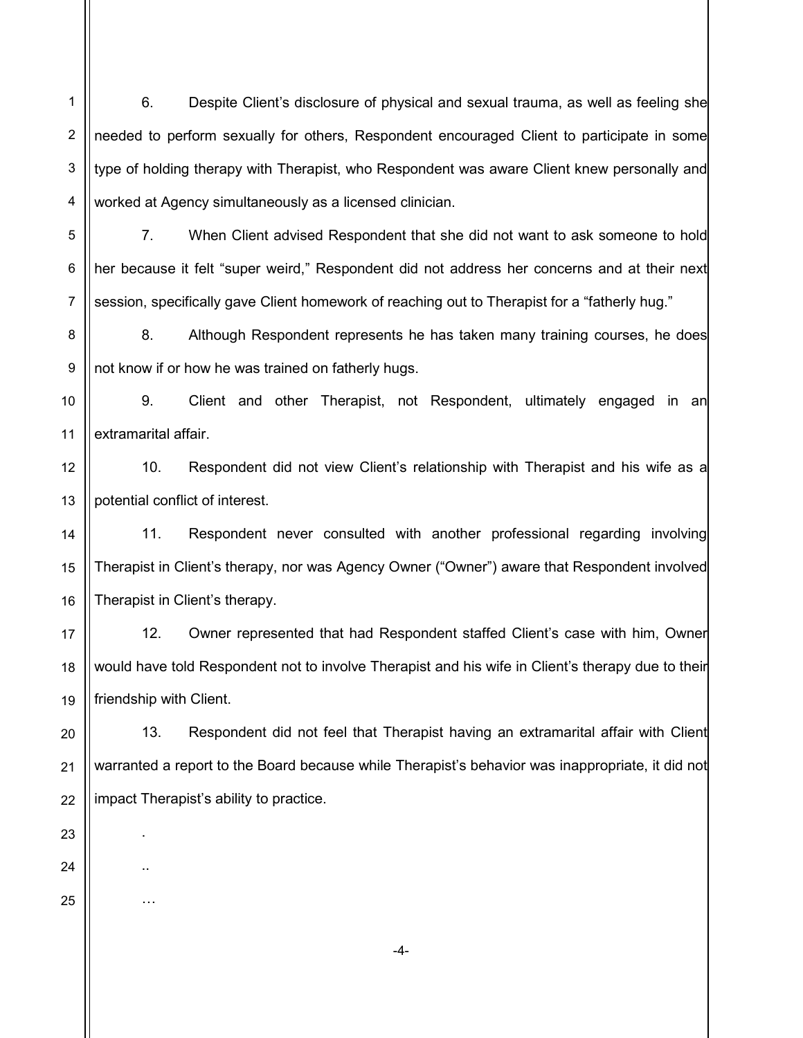6. Despite Client's disclosure of physical and sexual trauma, as well as feeling she needed to perform sexually for others, Respondent encouraged Client to participate in some type of holding therapy with Therapist, who Respondent was aware Client knew personally and worked at Agency simultaneously as a licensed clinician.

7. When Client advised Respondent that she did not want to ask someone to hold her because it felt "super weird," Respondent did not address her concerns and at their next session, specifically gave Client homework of reaching out to Therapist for a "fatherly hug."

8. Although Respondent represents he has taken many training courses, he does not know if or how he was trained on fatherly hugs.

9. Client and other Therapist, not Respondent, ultimately engaged in an extramarital affair.

10. Respondent did not view Client's relationship with Therapist and his wife as a potential conflict of interest.

11. Respondent never consulted with another professional regarding involving Therapist in Client's therapy, nor was Agency Owner ("Owner") aware that Respondent involved Therapist in Client's therapy.

12. Owner represented that had Respondent staffed Client's case with him, Owner would have told Respondent not to involve Therapist and his wife in Client's therapy due to their friendship with Client.

13. Respondent did not feel that Therapist having an extramarital affair with Client warranted a report to the Board because while Therapist's behavior was inappropriate, it did not impact Therapist's ability to practice.

.

..

…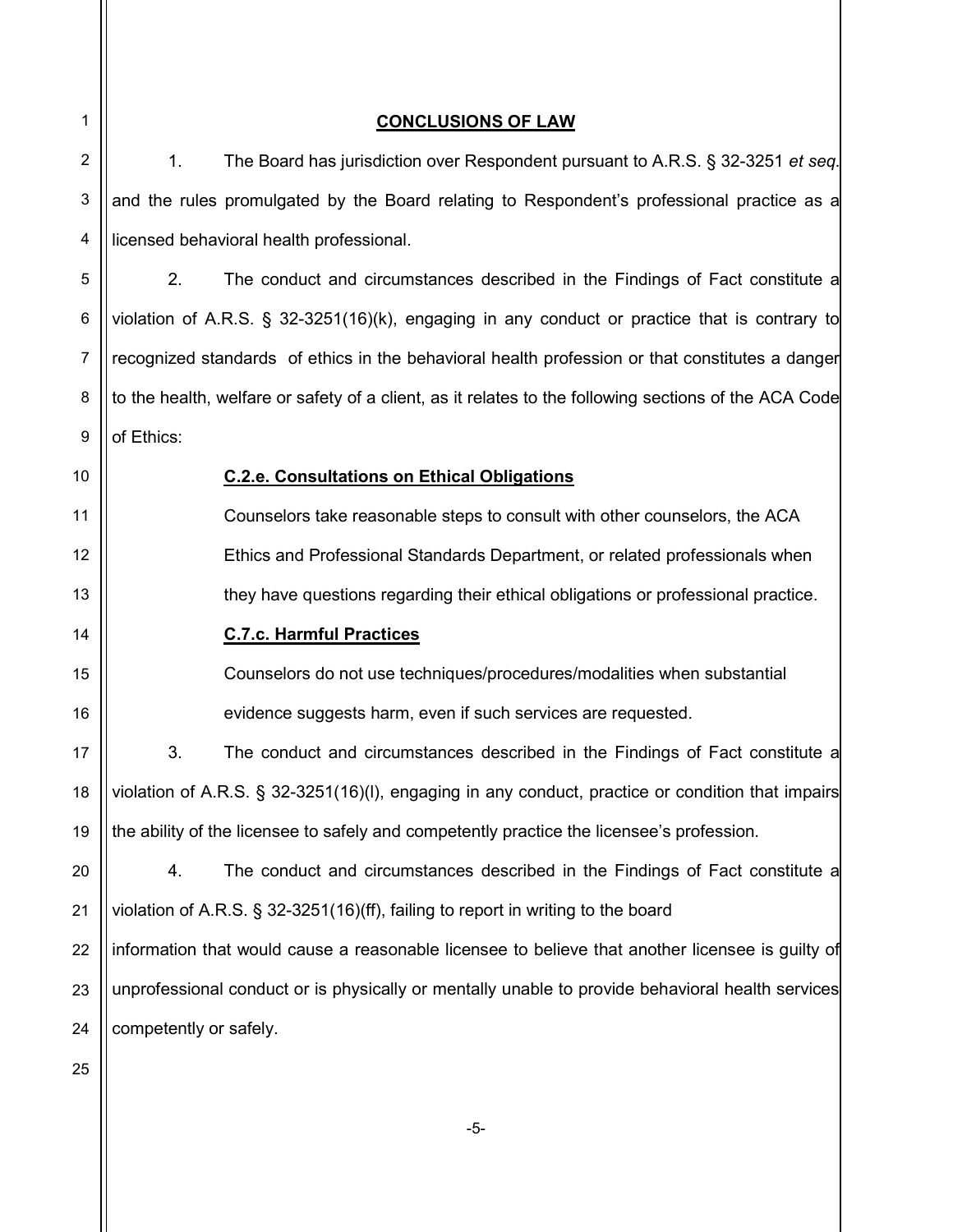## CONCLUSIONS OF LAW

1. The Board has jurisdiction over Respondent pursuant to A.R.S. § 32-3251 *et seq.* and the rules promulgated by the Board relating to Respondent's professional practice as a licensed behavioral health professional.

2. The conduct and circumstances described in the Findings of Fact constitute a violation of A.R.S. § 32-3251(16)(k), engaging in any conduct or practice that is contrary to recognized standards of ethics in the behavioral health profession or that constitutes a danger to the health, welfare or safety of a client, as it relates to the following sections of the ACA Code of Ethics:

> **C.2.e. Consultations on Ethical Obligations**
>
> Counselors take reasonable steps to consult with other counselors, the ACA Ethics and Professional Standards Department, or related professionals when they have questions regarding their ethical obligations or professional practice.
>
> **C.7.c. Harmful Practices**
>
> Counselors do not use techniques/procedures/modalities when substantial evidence suggests harm, even if such services are requested.

3. The conduct and circumstances described in the Findings of Fact constitute a violation of A.R.S. § 32-3251(16)(l), engaging in any conduct, practice or condition that impairs the ability of the licensee to safely and competently practice the licensee's profession.

4. The conduct and circumstances described in the Findings of Fact constitute a violation of A.R.S. § 32-3251(16)(ff), failing to report in writing to the board information that would cause a reasonable licensee to believe that another licensee is guilty of unprofessional conduct or is physically or mentally unable to provide behavioral health services competently or safely.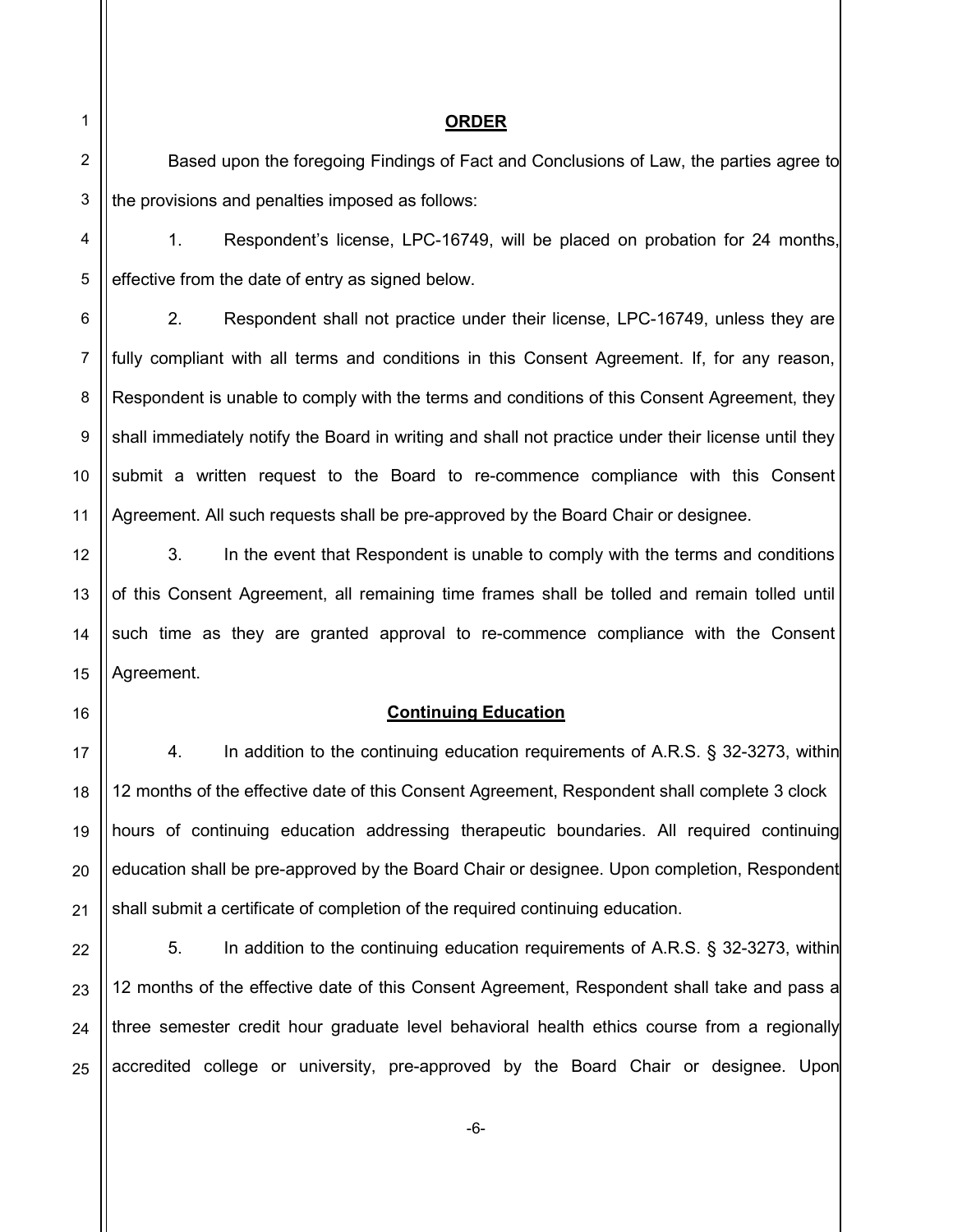## ORDER

Based upon the foregoing Findings of Fact and Conclusions of Law, the parties agree to the provisions and penalties imposed as follows:

1. Respondent's license, LPC-16749, will be placed on probation for 24 months, effective from the date of entry as signed below.

2. Respondent shall not practice under their license, LPC-16749, unless they are fully compliant with all terms and conditions in this Consent Agreement. If, for any reason, Respondent is unable to comply with the terms and conditions of this Consent Agreement, they shall immediately notify the Board in writing and shall not practice under their license until they submit a written request to the Board to re-commence compliance with this Consent Agreement. All such requests shall be pre-approved by the Board Chair or designee.

3. In the event that Respondent is unable to comply with the terms and conditions of this Consent Agreement, all remaining time frames shall be tolled and remain tolled until such time as they are granted approval to re-commence compliance with the Consent Agreement.

### Continuing Education

4. In addition to the continuing education requirements of A.R.S. § 32-3273, within 12 months of the effective date of this Consent Agreement, Respondent shall complete 3 clock hours of continuing education addressing therapeutic boundaries. All required continuing education shall be pre-approved by the Board Chair or designee. Upon completion, Respondent shall submit a certificate of completion of the required continuing education.

5. In addition to the continuing education requirements of A.R.S. § 32-3273, within 12 months of the effective date of this Consent Agreement, Respondent shall take and pass a three semester credit hour graduate level behavioral health ethics course from a regionally accredited college or university, pre-approved by the Board Chair or designee. Upon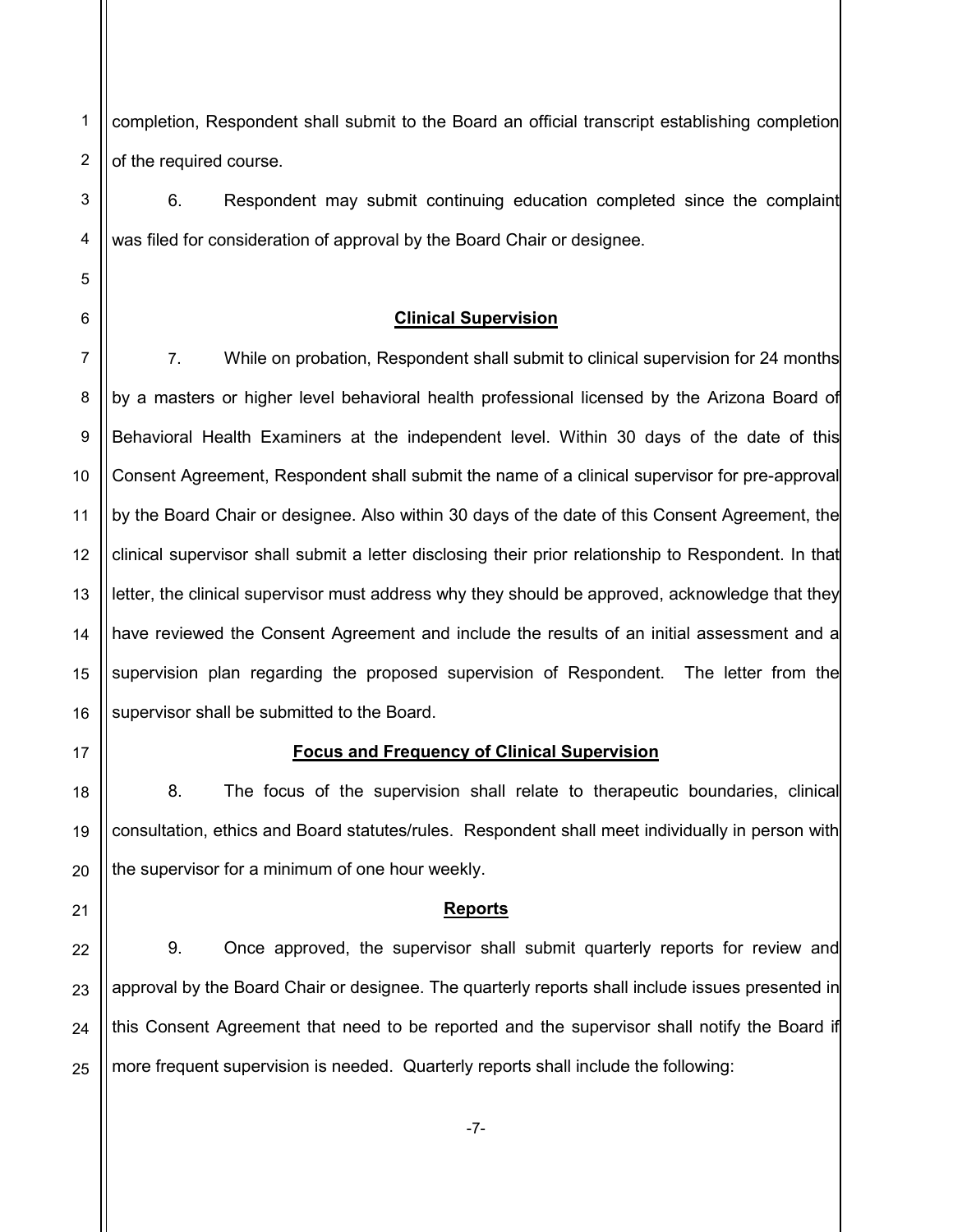completion, Respondent shall submit to the Board an official transcript establishing completion of the required course.

6. Respondent may submit continuing education completed since the complaint was filed for consideration of approval by the Board Chair or designee.

**Clinical Supervision**

7. While on probation, Respondent shall submit to clinical supervision for 24 months by a masters or higher level behavioral health professional licensed by the Arizona Board of Behavioral Health Examiners at the independent level. Within 30 days of the date of this Consent Agreement, Respondent shall submit the name of a clinical supervisor for pre-approval by the Board Chair or designee. Also within 30 days of the date of this Consent Agreement, the clinical supervisor shall submit a letter disclosing their prior relationship to Respondent. In that letter, the clinical supervisor must address why they should be approved, acknowledge that they have reviewed the Consent Agreement and include the results of an initial assessment and a supervision plan regarding the proposed supervision of Respondent. The letter from the supervisor shall be submitted to the Board.

**Focus and Frequency of Clinical Supervision**

8. The focus of the supervision shall relate to therapeutic boundaries, clinical consultation, ethics and Board statutes/rules. Respondent shall meet individually in person with the supervisor for a minimum of one hour weekly.

**Reports**

9. Once approved, the supervisor shall submit quarterly reports for review and approval by the Board Chair or designee. The quarterly reports shall include issues presented in this Consent Agreement that need to be reported and the supervisor shall notify the Board if more frequent supervision is needed. Quarterly reports shall include the following: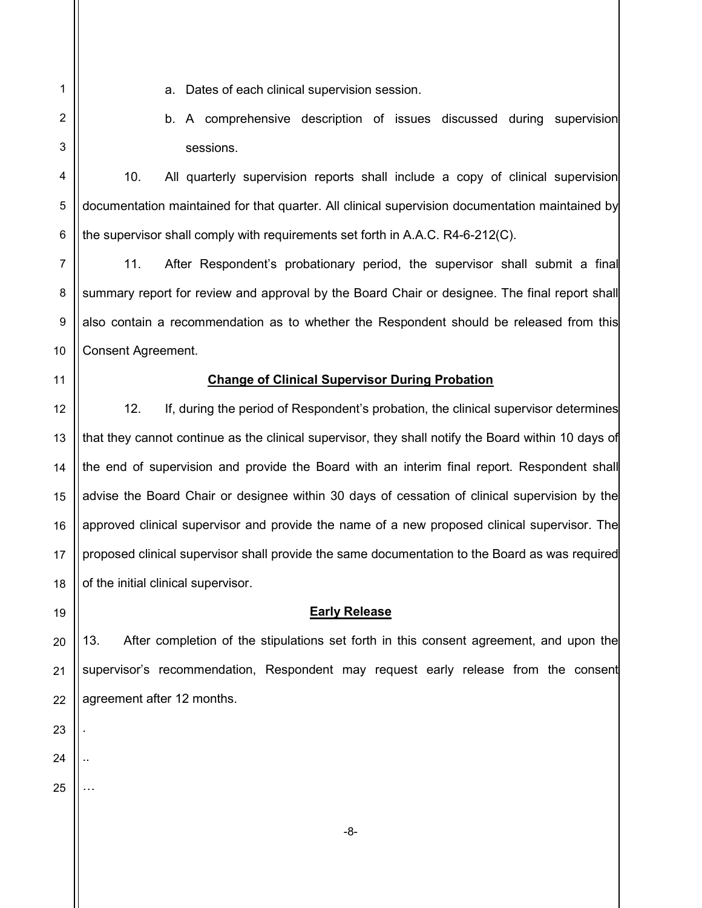a. Dates of each clinical supervision session.

b. A comprehensive description of issues discussed during supervision sessions.

10. All quarterly supervision reports shall include a copy of clinical supervision documentation maintained for that quarter. All clinical supervision documentation maintained by the supervisor shall comply with requirements set forth in A.A.C. R4-6-212(C).

11. After Respondent's probationary period, the supervisor shall submit a final summary report for review and approval by the Board Chair or designee. The final report shall also contain a recommendation as to whether the Respondent should be released from this Consent Agreement.

**Change of Clinical Supervisor During Probation**

12. If, during the period of Respondent's probation, the clinical supervisor determines that they cannot continue as the clinical supervisor, they shall notify the Board within 10 days of the end of supervision and provide the Board with an interim final report. Respondent shall advise the Board Chair or designee within 30 days of cessation of clinical supervision by the approved clinical supervisor and provide the name of a new proposed clinical supervisor. The proposed clinical supervisor shall provide the same documentation to the Board as was required of the initial clinical supervisor.

**Early Release**

13. After completion of the stipulations set forth in this consent agreement, and upon the supervisor's recommendation, Respondent may request early release from the consent agreement after 12 months.

.

..

…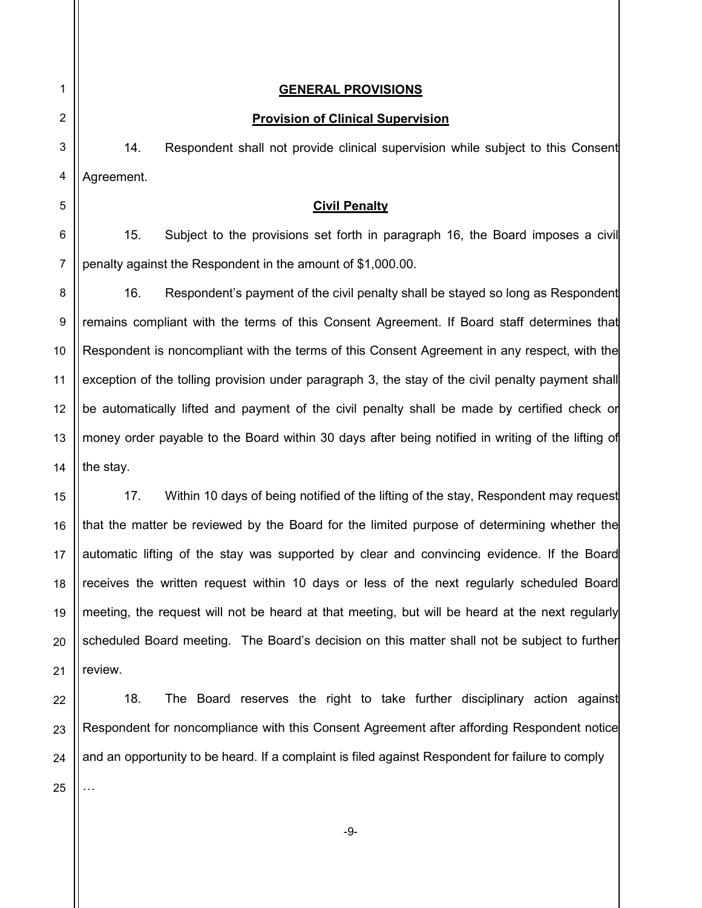## GENERAL PROVISIONS

### Provision of Clinical Supervision

14. Respondent shall not provide clinical supervision while subject to this Consent Agreement.

### Civil Penalty

15. Subject to the provisions set forth in paragraph 16, the Board imposes a civil penalty against the Respondent in the amount of $1,000.00.

16. Respondent's payment of the civil penalty shall be stayed so long as Respondent remains compliant with the terms of this Consent Agreement. If Board staff determines that Respondent is noncompliant with the terms of this Consent Agreement in any respect, with the exception of the tolling provision under paragraph 3, the stay of the civil penalty payment shall be automatically lifted and payment of the civil penalty shall be made by certified check or money order payable to the Board within 30 days after being notified in writing of the lifting of the stay.

17. Within 10 days of being notified of the lifting of the stay, Respondent may request that the matter be reviewed by the Board for the limited purpose of determining whether the automatic lifting of the stay was supported by clear and convincing evidence. If the Board receives the written request within 10 days or less of the next regularly scheduled Board meeting, the request will not be heard at that meeting, but will be heard at the next regularly scheduled Board meeting. The Board's decision on this matter shall not be subject to further review.

18. The Board reserves the right to take further disciplinary action against Respondent for noncompliance with this Consent Agreement after affording Respondent notice and an opportunity to be heard. If a complaint is filed against Respondent for failure to comply

…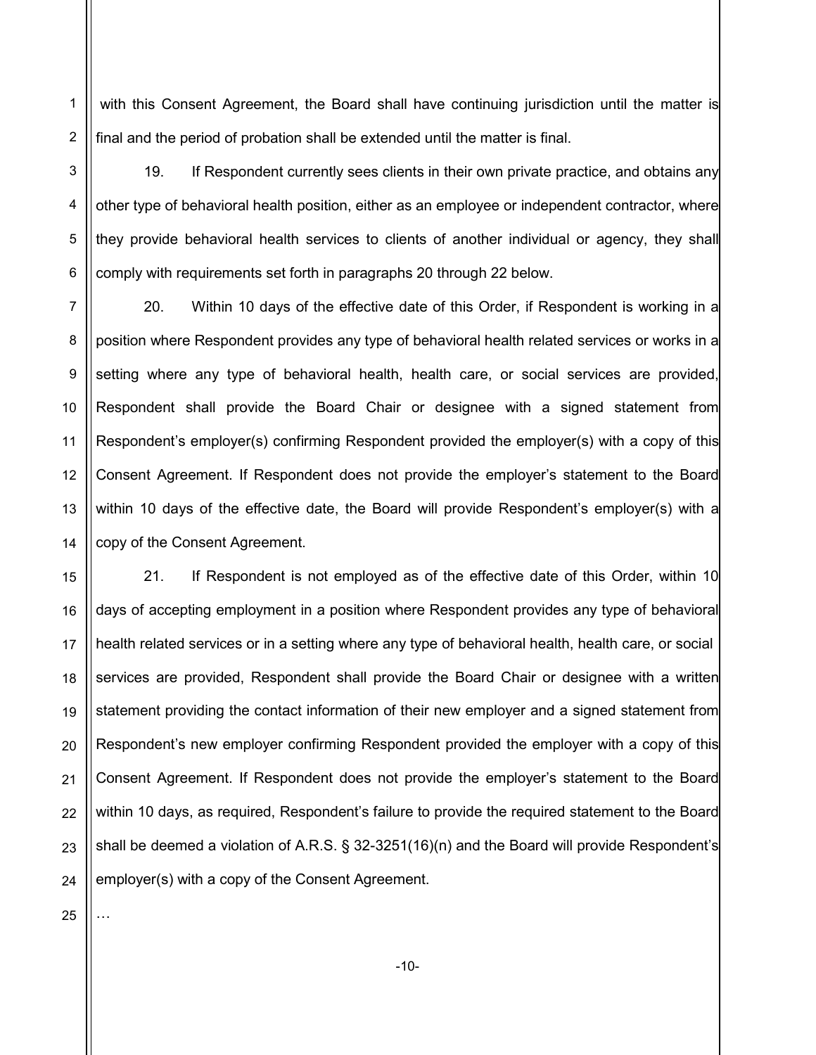with this Consent Agreement, the Board shall have continuing jurisdiction until the matter is final and the period of probation shall be extended until the matter is final.

19. If Respondent currently sees clients in their own private practice, and obtains any other type of behavioral health position, either as an employee or independent contractor, where they provide behavioral health services to clients of another individual or agency, they shall comply with requirements set forth in paragraphs 20 through 22 below.

20. Within 10 days of the effective date of this Order, if Respondent is working in a position where Respondent provides any type of behavioral health related services or works in a setting where any type of behavioral health, health care, or social services are provided, Respondent shall provide the Board Chair or designee with a signed statement from Respondent's employer(s) confirming Respondent provided the employer(s) with a copy of this Consent Agreement. If Respondent does not provide the employer's statement to the Board within 10 days of the effective date, the Board will provide Respondent's employer(s) with a copy of the Consent Agreement.

21. If Respondent is not employed as of the effective date of this Order, within 10 days of accepting employment in a position where Respondent provides any type of behavioral health related services or in a setting where any type of behavioral health, health care, or social services are provided, Respondent shall provide the Board Chair or designee with a written statement providing the contact information of their new employer and a signed statement from Respondent's new employer confirming Respondent provided the employer with a copy of this Consent Agreement. If Respondent does not provide the employer's statement to the Board within 10 days, as required, Respondent's failure to provide the required statement to the Board shall be deemed a violation of A.R.S. § 32-3251(16)(n) and the Board will provide Respondent's employer(s) with a copy of the Consent Agreement.

…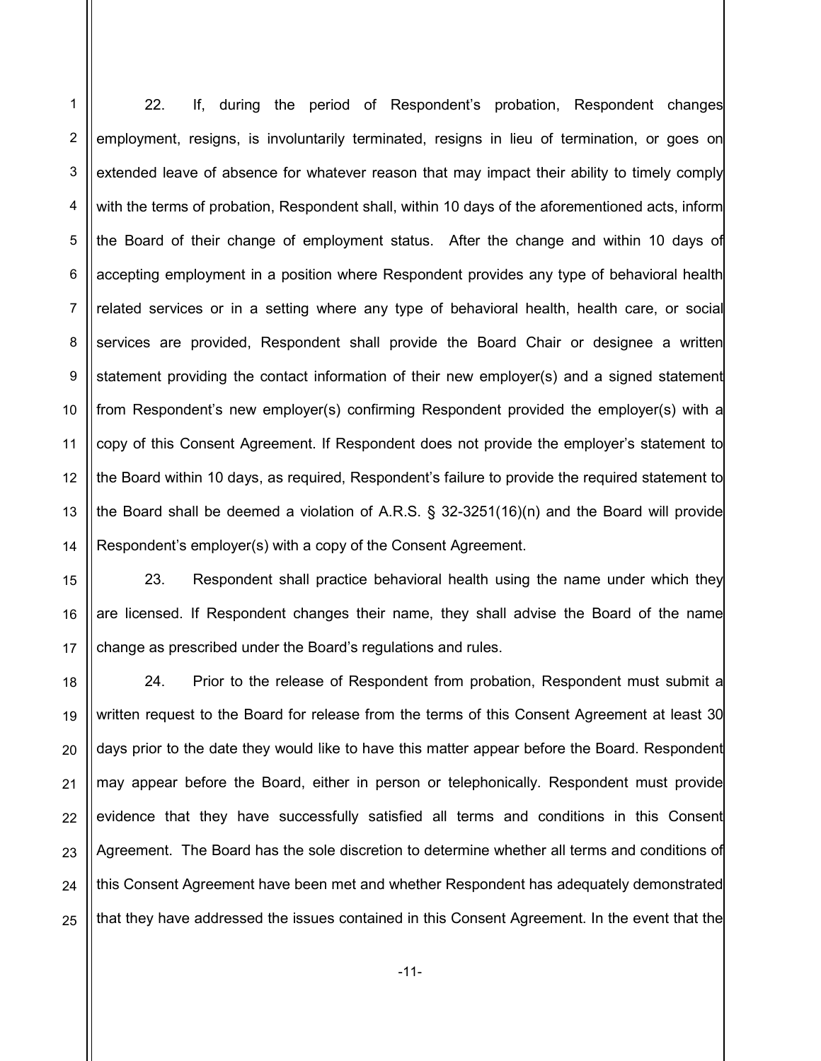22. If, during the period of Respondent's probation, Respondent changes employment, resigns, is involuntarily terminated, resigns in lieu of termination, or goes on extended leave of absence for whatever reason that may impact their ability to timely comply with the terms of probation, Respondent shall, within 10 days of the aforementioned acts, inform the Board of their change of employment status. After the change and within 10 days of accepting employment in a position where Respondent provides any type of behavioral health related services or in a setting where any type of behavioral health, health care, or social services are provided, Respondent shall provide the Board Chair or designee a written statement providing the contact information of their new employer(s) and a signed statement from Respondent's new employer(s) confirming Respondent provided the employer(s) with a copy of this Consent Agreement. If Respondent does not provide the employer's statement to the Board within 10 days, as required, Respondent's failure to provide the required statement to the Board shall be deemed a violation of A.R.S. § 32-3251(16)(n) and the Board will provide Respondent's employer(s) with a copy of the Consent Agreement.

23. Respondent shall practice behavioral health using the name under which they are licensed. If Respondent changes their name, they shall advise the Board of the name change as prescribed under the Board's regulations and rules.

24. Prior to the release of Respondent from probation, Respondent must submit a written request to the Board for release from the terms of this Consent Agreement at least 30 days prior to the date they would like to have this matter appear before the Board. Respondent may appear before the Board, either in person or telephonically. Respondent must provide evidence that they have successfully satisfied all terms and conditions in this Consent Agreement. The Board has the sole discretion to determine whether all terms and conditions of this Consent Agreement have been met and whether Respondent has adequately demonstrated that they have addressed the issues contained in this Consent Agreement. In the event that the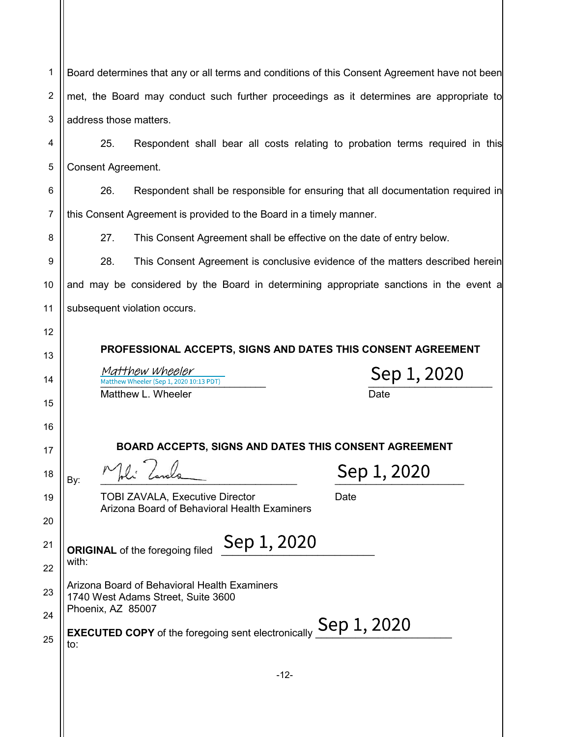Board determines that any or all terms and conditions of this Consent Agreement have not been met, the Board may conduct such further proceedings as it determines are appropriate to address those matters.

25. Respondent shall bear all costs relating to probation terms required in this Consent Agreement.

26. Respondent shall be responsible for ensuring that all documentation required in this Consent Agreement is provided to the Board in a timely manner.

27. This Consent Agreement shall be effective on the date of entry below.

28. This Consent Agreement is conclusive evidence of the matters described herein and may be considered by the Board in determining appropriate sanctions in the event a subsequent violation occurs.

**PROFESSIONAL ACCEPTS, SIGNS AND DATES THIS CONSENT AGREEMENT**

*Matthew Wheeler*
Matthew Wheeler (Sep 1, 2020 10:13 PDT)
Matthew L. Wheeler

Sep 1, 2020
Date

**BOARD ACCEPTS, SIGNS AND DATES THIS CONSENT AGREEMENT**

By: ______________________________

TOBI ZAVALA, Executive Director
Arizona Board of Behavioral Health Examiners

Sep 1, 2020
Date

**ORIGINAL** of the foregoing filed Sep 1, 2020 with:

Arizona Board of Behavioral Health Examiners
1740 West Adams Street, Suite 3600
Phoenix, AZ 85007

**EXECUTED COPY** of the foregoing sent electronically Sep 1, 2020 to: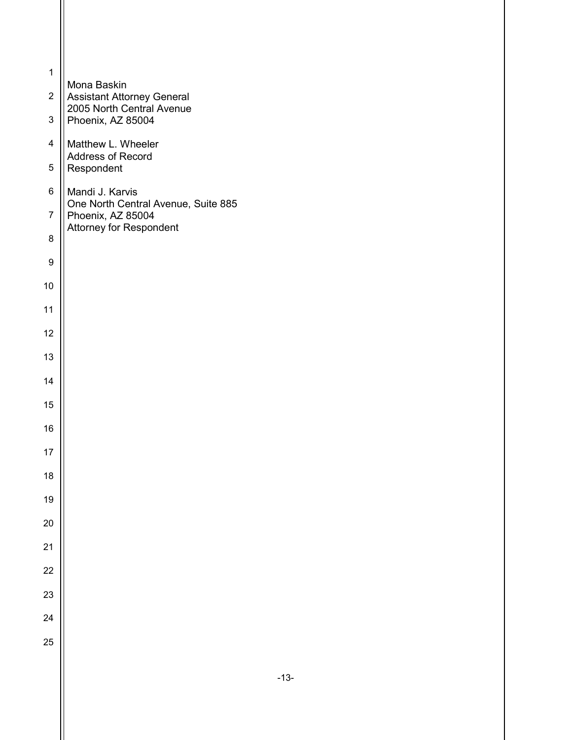Mona Baskin
Assistant Attorney General
2005 North Central Avenue
Phoenix, AZ 85004

Matthew L. Wheeler
Address of Record
Respondent

Mandi J. Karvis
One North Central Avenue, Suite 885
Phoenix, AZ 85004
Attorney for Respondent